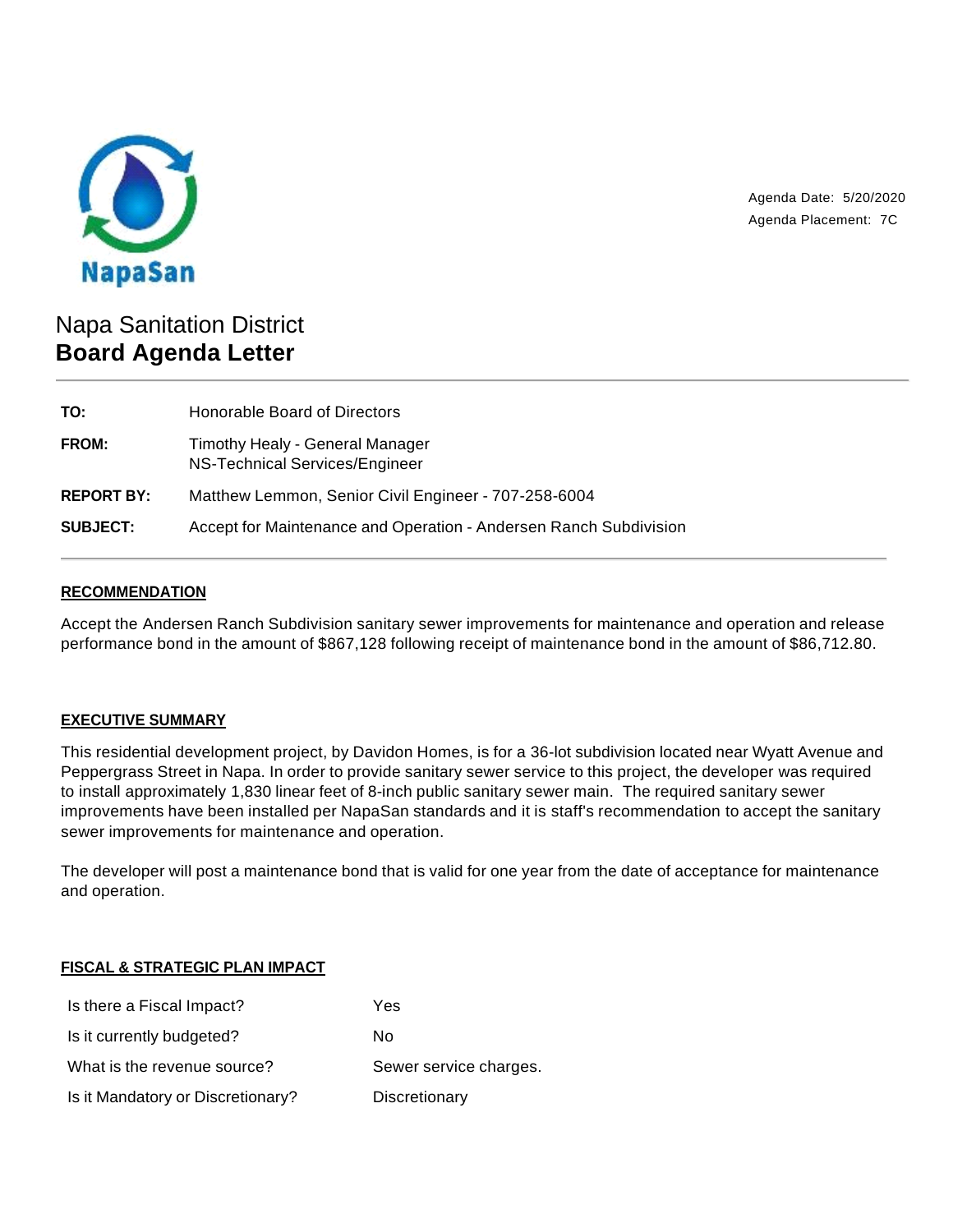NapaSan

Agenda Date: 5/20/2020
Agenda Placement: 7C

# Napa Sanitation District
# **Board Agenda Letter**

| | |
|---|---|
| **TO:** | Honorable Board of Directors |
| **FROM:** | Timothy Healy - General Manager<br>NS-Technical Services/Engineer |
| **REPORT BY:** | Matthew Lemmon, Senior Civil Engineer - 707-258-6004 |
| **SUBJECT:** | Accept for Maintenance and Operation - Andersen Ranch Subdivision |

## RECOMMENDATION

Accept the Andersen Ranch Subdivision sanitary sewer improvements for maintenance and operation and release performance bond in the amount of $867,128 following receipt of maintenance bond in the amount of $86,712.80.

## EXECUTIVE SUMMARY

This residential development project, by Davidon Homes, is for a 36-lot subdivision located near Wyatt Avenue and Peppergrass Street in Napa. In order to provide sanitary sewer service to this project, the developer was required to install approximately 1,830 linear feet of 8-inch public sanitary sewer main. The required sanitary sewer improvements have been installed per NapaSan standards and it is staff's recommendation to accept the sanitary sewer improvements for maintenance and operation.

The developer will post a maintenance bond that is valid for one year from the date of acceptance for maintenance and operation.

## FISCAL & STRATEGIC PLAN IMPACT

| | |
|---|---|
| Is there a Fiscal Impact? | Yes |
| Is it currently budgeted? | No |
| What is the revenue source? | Sewer service charges. |
| Is it Mandatory or Discretionary? | Discretionary |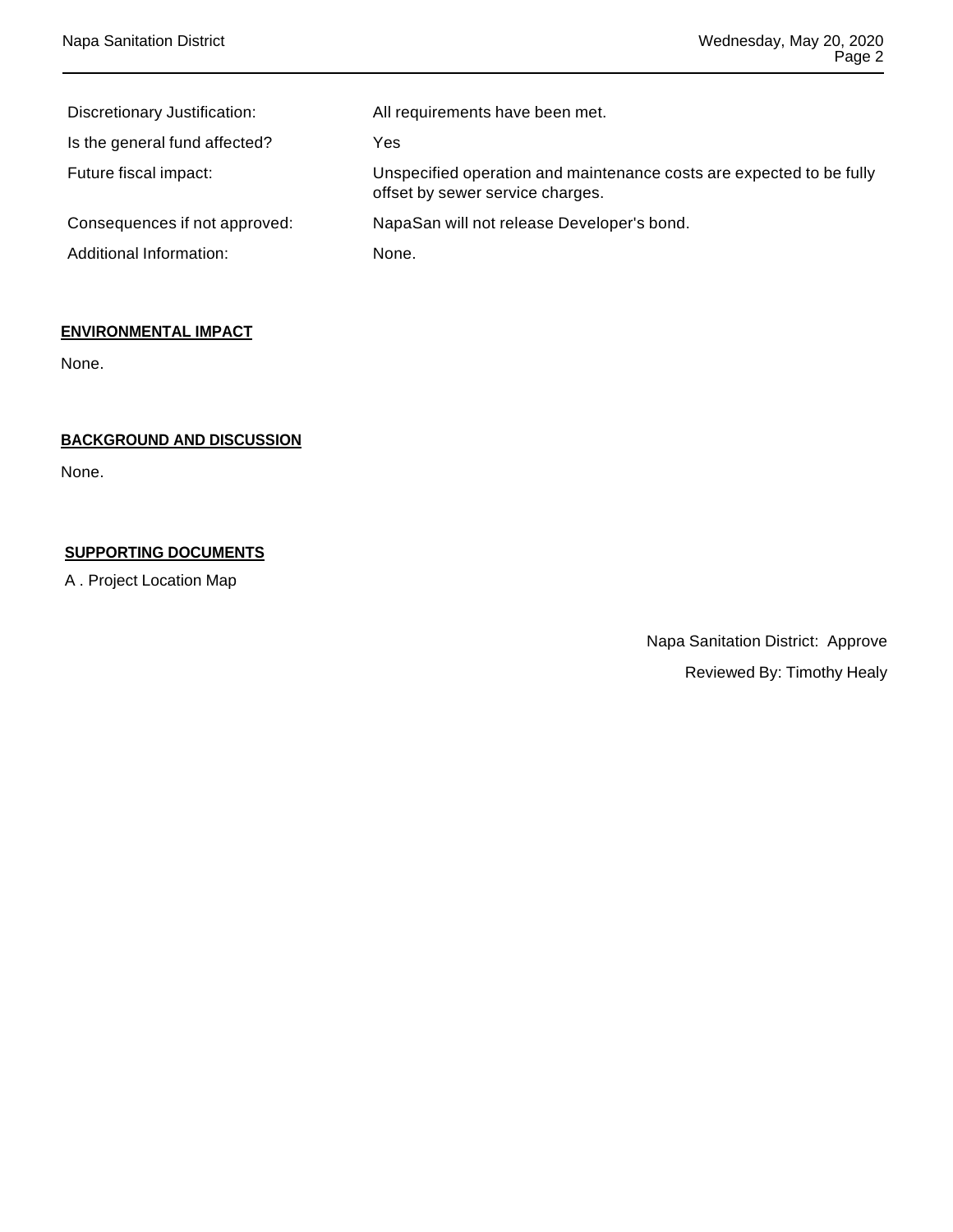| | |
|---|---|
| Discretionary Justification: | All requirements have been met. |
| Is the general fund affected? | Yes |
| Future fiscal impact: | Unspecified operation and maintenance costs are expected to be fully offset by sewer service charges. |
| Consequences if not approved: | NapaSan will not release Developer's bond. |
| Additional Information: | None. |

**ENVIRONMENTAL IMPACT**

None.

**BACKGROUND AND DISCUSSION**

None.

**SUPPORTING DOCUMENTS**

A . Project Location Map

Napa Sanitation District: Approve

Reviewed By: Timothy Healy